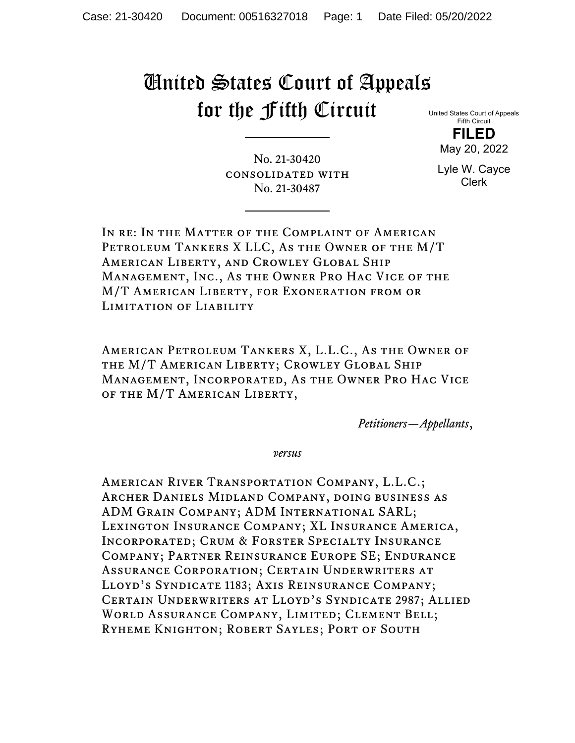# United States Court of Appeals for the Fifth Circuit

United States Court of Appeals
Fifth Circuit

**FILED**

May 20, 2022

Lyle W. Cayce
Clerk

---

No. 21-30420
CONSOLIDATED WITH
No. 21-30487

---

In re: In the Matter of the Complaint of American Petroleum Tankers X LLC, As the Owner of the M/T American Liberty, and Crowley Global Ship Management, Inc., As the Owner Pro Hac Vice of the M/T American Liberty, for Exoneration from or Limitation of Liability

American Petroleum Tankers X, L.L.C., As the Owner of the M/T American Liberty; Crowley Global Ship Management, Incorporated, As the Owner Pro Hac Vice of the M/T American Liberty,

*Petitioners—Appellants*,

*versus*

American River Transportation Company, L.L.C.; Archer Daniels Midland Company, doing business as ADM Grain Company; ADM International SARL; Lexington Insurance Company; XL Insurance America, Incorporated; Crum & Forster Specialty Insurance Company; Partner Reinsurance Europe SE; Endurance Assurance Corporation; Certain Underwriters at Lloyd's Syndicate 1183; Axis Reinsurance Company; Certain Underwriters at Lloyd's Syndicate 2987; Allied World Assurance Company, Limited; Clement Bell; Ryheme Knighton; Robert Sayles; Port of South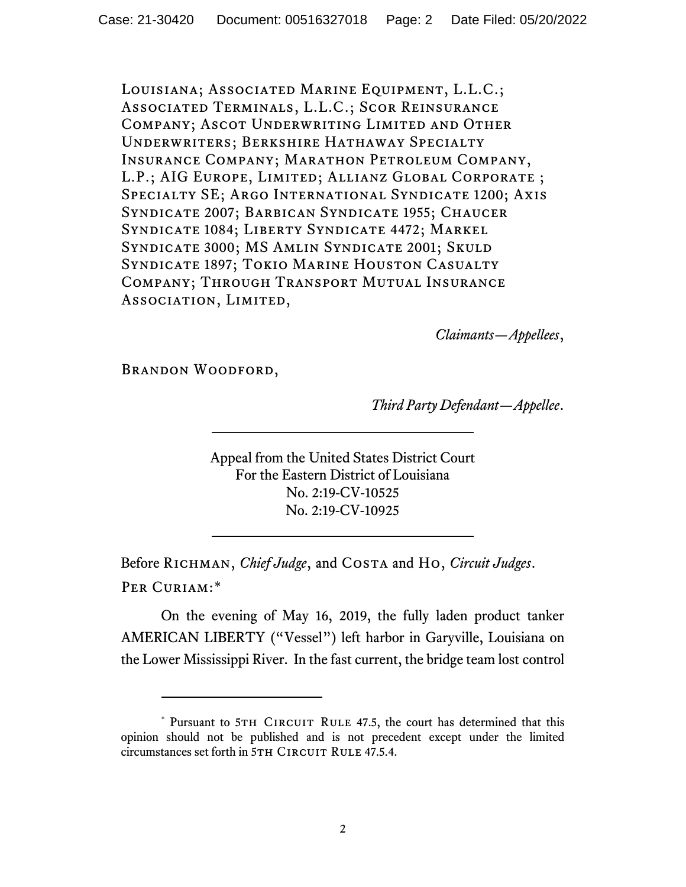Louisiana; Associated Marine Equipment, L.L.C.; Associated Terminals, L.L.C.; Scor Reinsurance Company; Ascot Underwriting Limited and Other Underwriters; Berkshire Hathaway Specialty Insurance Company; Marathon Petroleum Company, L.P.; AIG Europe, Limited; Allianz Global Corporate ; Specialty SE; Argo International Syndicate 1200; Axis Syndicate 2007; Barbican Syndicate 1955; Chaucer Syndicate 1084; Liberty Syndicate 4472; Markel Syndicate 3000; MS Amlin Syndicate 2001; Skuld Syndicate 1897; Tokio Marine Houston Casualty Company; Through Transport Mutual Insurance Association, Limited,

*Claimants—Appellees*,

Brandon Woodford,

*Third Party Defendant—Appellee*.

---

Appeal from the United States District Court
For the Eastern District of Louisiana
No. 2:19-CV-10525
No. 2:19-CV-10925

---

Before Richman, *Chief Judge*, and Costa and Ho, *Circuit Judges*.

Per Curiam:*

On the evening of May 16, 2019, the fully laden product tanker AMERICAN LIBERTY ("Vessel") left harbor in Garyville, Louisiana on the Lower Mississippi River. In the fast current, the bridge team lost control

---

* Pursuant to 5th Circuit Rule 47.5, the court has determined that this opinion should not be published and is not precedent except under the limited circumstances set forth in 5th Circuit Rule 47.5.4.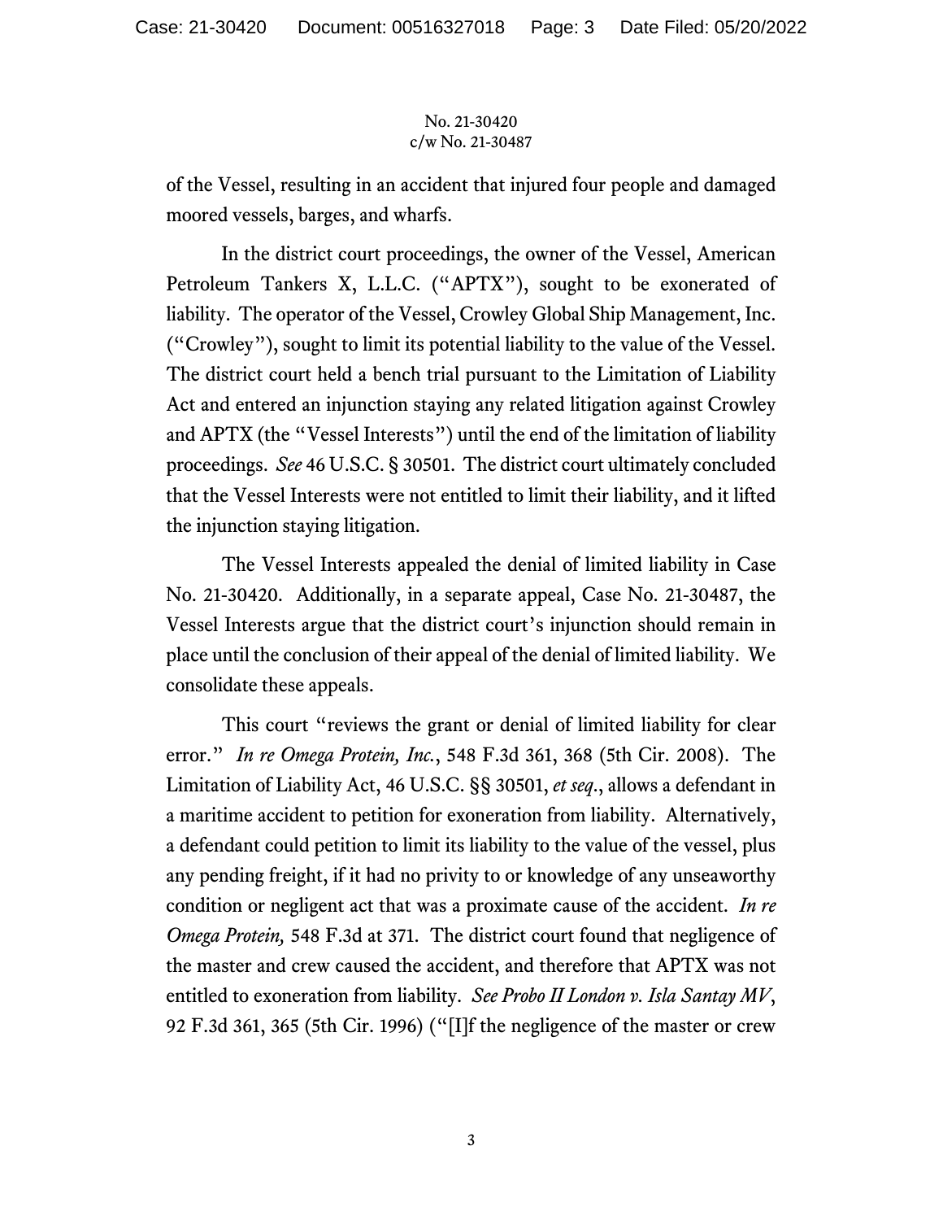of the Vessel, resulting in an accident that injured four people and damaged moored vessels, barges, and wharfs.

In the district court proceedings, the owner of the Vessel, American Petroleum Tankers X, L.L.C. ("APTX"), sought to be exonerated of liability. The operator of the Vessel, Crowley Global Ship Management, Inc. ("Crowley"), sought to limit its potential liability to the value of the Vessel. The district court held a bench trial pursuant to the Limitation of Liability Act and entered an injunction staying any related litigation against Crowley and APTX (the "Vessel Interests") until the end of the limitation of liability proceedings. *See* 46 U.S.C. § 30501. The district court ultimately concluded that the Vessel Interests were not entitled to limit their liability, and it lifted the injunction staying litigation.

The Vessel Interests appealed the denial of limited liability in Case No. 21-30420. Additionally, in a separate appeal, Case No. 21-30487, the Vessel Interests argue that the district court's injunction should remain in place until the conclusion of their appeal of the denial of limited liability. We consolidate these appeals.

This court "reviews the grant or denial of limited liability for clear error." *In re Omega Protein, Inc.*, 548 F.3d 361, 368 (5th Cir. 2008). The Limitation of Liability Act, 46 U.S.C. §§ 30501, *et seq*., allows a defendant in a maritime accident to petition for exoneration from liability. Alternatively, a defendant could petition to limit its liability to the value of the vessel, plus any pending freight, if it had no privity to or knowledge of any unseaworthy condition or negligent act that was a proximate cause of the accident. *In re Omega Protein,* 548 F.3d at 371. The district court found that negligence of the master and crew caused the accident, and therefore that APTX was not entitled to exoneration from liability. *See Probo II London v. Isla Santay MV*, 92 F.3d 361, 365 (5th Cir. 1996) ("[I]f the negligence of the master or crew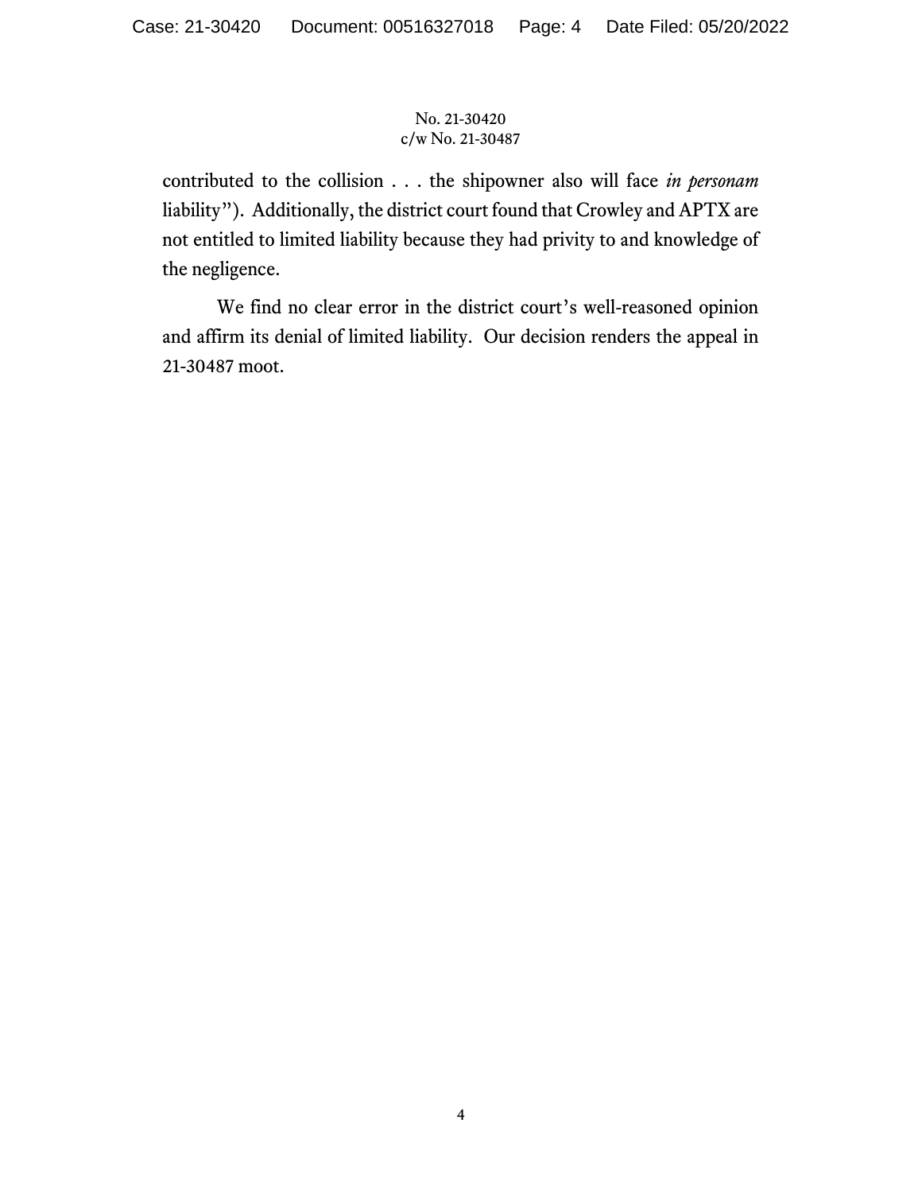contributed to the collision . . . the shipowner also will face *in personam* liability"). Additionally, the district court found that Crowley and APTX are not entitled to limited liability because they had privity to and knowledge of the negligence.

We find no clear error in the district court's well-reasoned opinion and affirm its denial of limited liability. Our decision renders the appeal in 21-30487 moot.